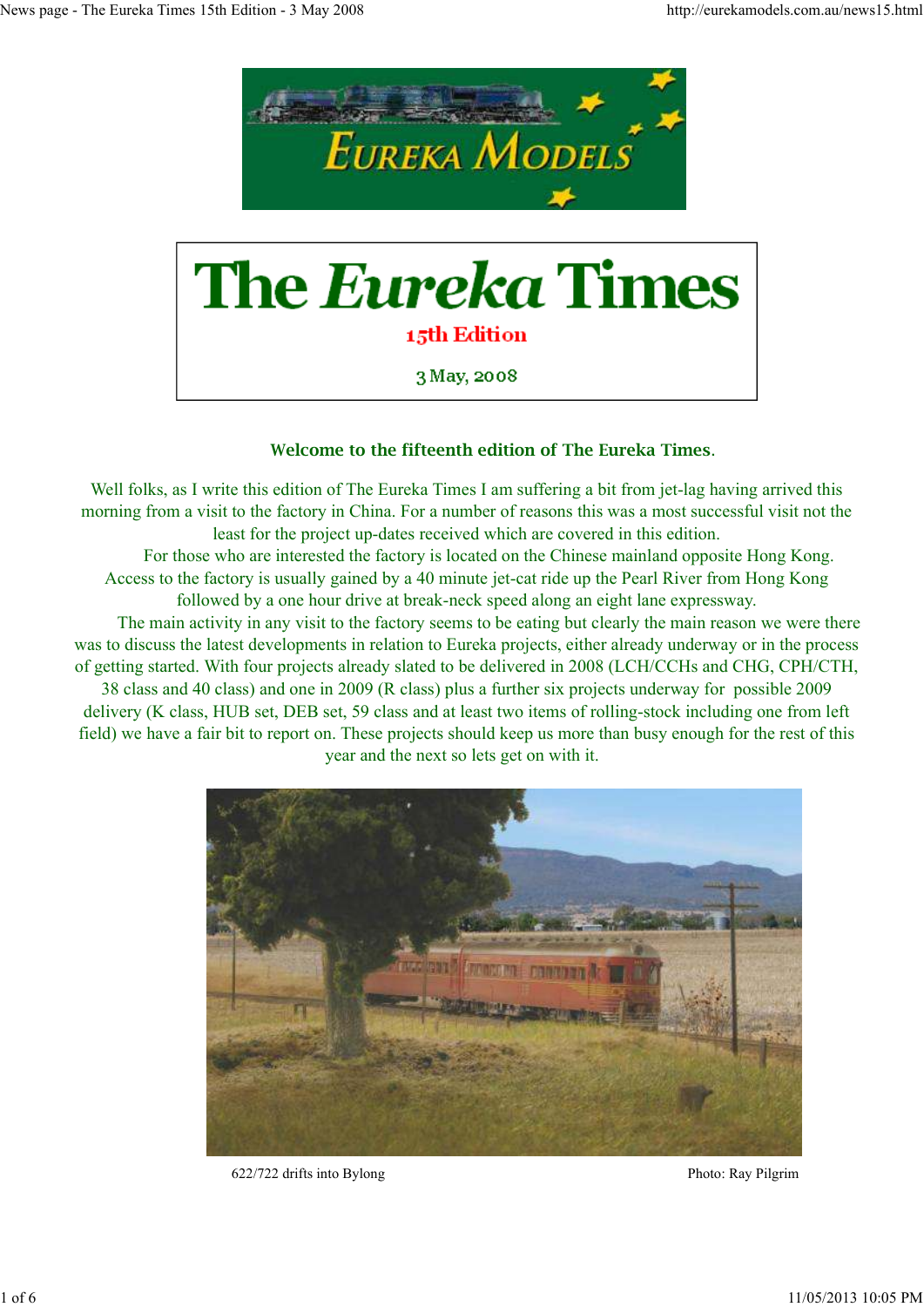# The *Eureka* Times

**15th Edition**

3 May, 2008

### Welcome to the fifteenth edition of The Eureka Times.

Well folks, as I write this edition of The Eureka Times I am suffering a bit from jet-lag having arrived this morning from a visit to the factory in China. For a number of reasons this was a most successful visit not the least for the project up-dates received which are covered in this edition.

For those who are interested the factory is located on the Chinese mainland opposite Hong Kong. Access to the factory is usually gained by a 40 minute jet-cat ride up the Pearl River from Hong Kong followed by a one hour drive at break-neck speed along an eight lane expressway.

The main activity in any visit to the factory seems to be eating but clearly the main reason we were there was to discuss the latest developments in relation to Eureka projects, either already underway or in the process of getting started. With four projects already slated to be delivered in 2008 (LCH/CCHs and CHG, CPH/CTH, 38 class and 40 class) and one in 2009 (R class) plus a further six projects underway for possible 2009 delivery (K class, HUB set, DEB set, 59 class and at least two items of rolling-stock including one from left field) we have a fair bit to report on. These projects should keep us more than busy enough for the rest of this year and the next so lets get on with it.

622/722 drifts into Bylong — Photo: Ray Pilgrim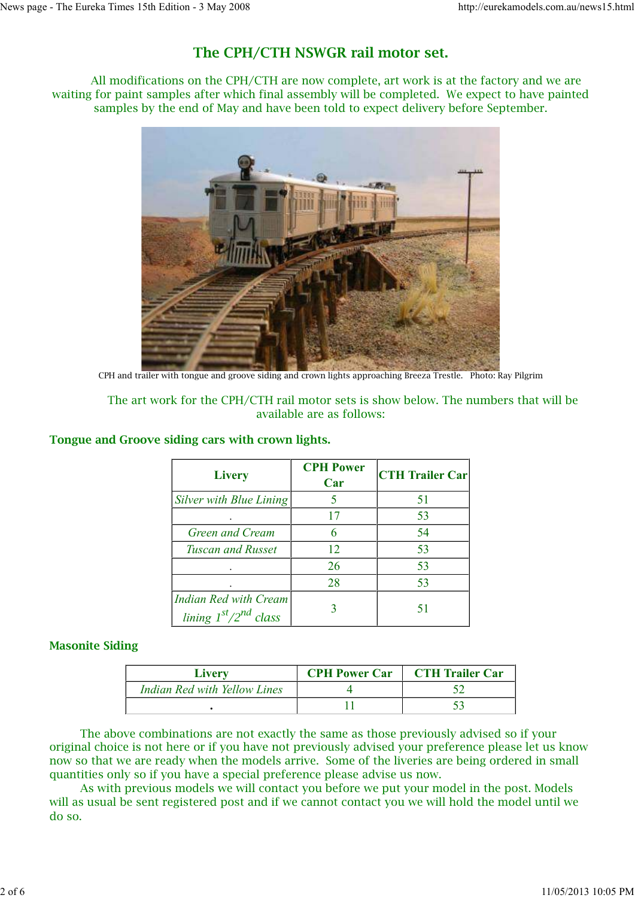## The CPH/CTH NSWGR rail motor set.

All modifications on the CPH/CTH are now complete, art work is at the factory and we are waiting for paint samples after which final assembly will be completed. We expect to have painted samples by the end of May and have been told to expect delivery before September.

CPH and trailer with tongue and groove siding and crown lights approaching Breeza Trestle. Photo: Ray Pilgrim

The art work for the CPH/CTH rail motor sets is show below. The numbers that will be available are as follows:

### Tongue and Groove siding cars with crown lights.

| Livery | CPH Power Car | CTH Trailer Car |
|---|---|---|
| *Silver with Blue Lining* | 5 | 51 |
| . | 17 | 53 |
| *Green and Cream* | 6 | 54 |
| *Tuscan and Russet* | 12 | 53 |
| . | 26 | 53 |
| . | 28 | 53 |
| *Indian Red with Cream lining 1st/2nd class* | 3 | 51 |

### Masonite Siding

| Livery | CPH Power Car | CTH Trailer Car |
|---|---|---|
| *Indian Red with Yellow Lines* | 4 | 52 |
| . | 11 | 53 |

The above combinations are not exactly the same as those previously advised so if your original choice is not here or if you have not previously advised your preference please let us know now so that we are ready when the models arrive. Some of the liveries are being ordered in small quantities only so if you have a special preference please advise us now.

As with previous models we will contact you before we put your model in the post. Models will as usual be sent registered post and if we cannot contact you we will hold the model until we do so.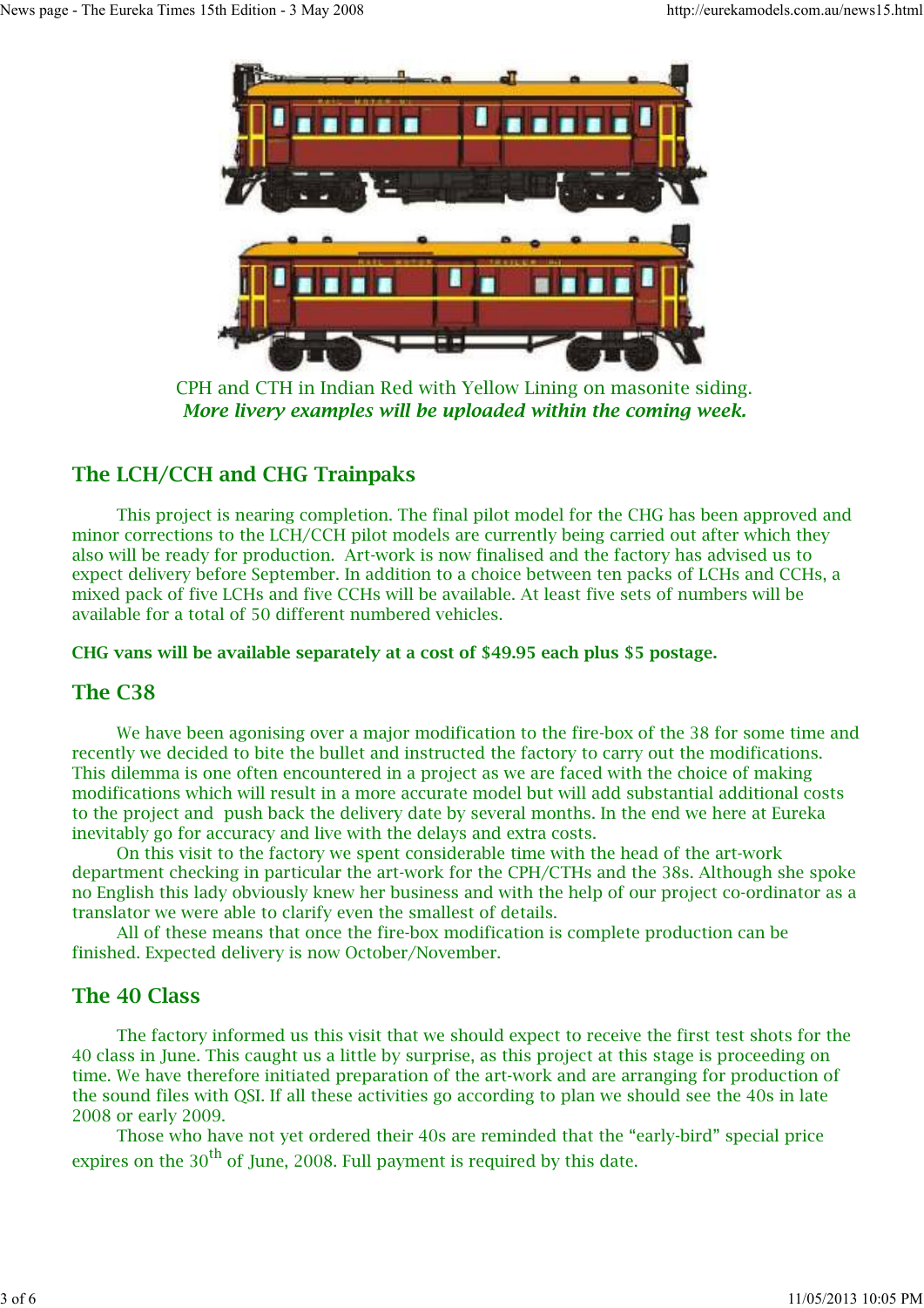CPH and CTH in Indian Red with Yellow Lining on masonite siding.
*More livery examples will be uploaded within the coming week.*

## The LCH/CCH and CHG Trainpaks

This project is nearing completion. The final pilot model for the CHG has been approved and minor corrections to the LCH/CCH pilot models are currently being carried out after which they also will be ready for production. Art-work is now finalised and the factory has advised us to expect delivery before September. In addition to a choice between ten packs of LCHs and CCHs, a mixed pack of five LCHs and five CCHs will be available. At least five sets of numbers will be available for a total of 50 different numbered vehicles.

**CHG vans will be available separately at a cost of $49.95 each plus $5 postage.**

## The C38

We have been agonising over a major modification to the fire-box of the 38 for some time and recently we decided to bite the bullet and instructed the factory to carry out the modifications. This dilemma is one often encountered in a project as we are faced with the choice of making modifications which will result in a more accurate model but will add substantial additional costs to the project and push back the delivery date by several months. In the end we here at Eureka inevitably go for accuracy and live with the delays and extra costs.

On this visit to the factory we spent considerable time with the head of the art-work department checking in particular the art-work for the CPH/CTHs and the 38s. Although she spoke no English this lady obviously knew her business and with the help of our project co-ordinator as a translator we were able to clarify even the smallest of details.

All of these means that once the fire-box modification is complete production can be finished. Expected delivery is now October/November.

## The 40 Class

The factory informed us this visit that we should expect to receive the first test shots for the 40 class in June. This caught us a little by surprise, as this project at this stage is proceeding on time. We have therefore initiated preparation of the art-work and are arranging for production of the sound files with QSI. If all these activities go according to plan we should see the 40s in late 2008 or early 2009.

Those who have not yet ordered their 40s are reminded that the "early-bird" special price expires on the 30th of June, 2008. Full payment is required by this date.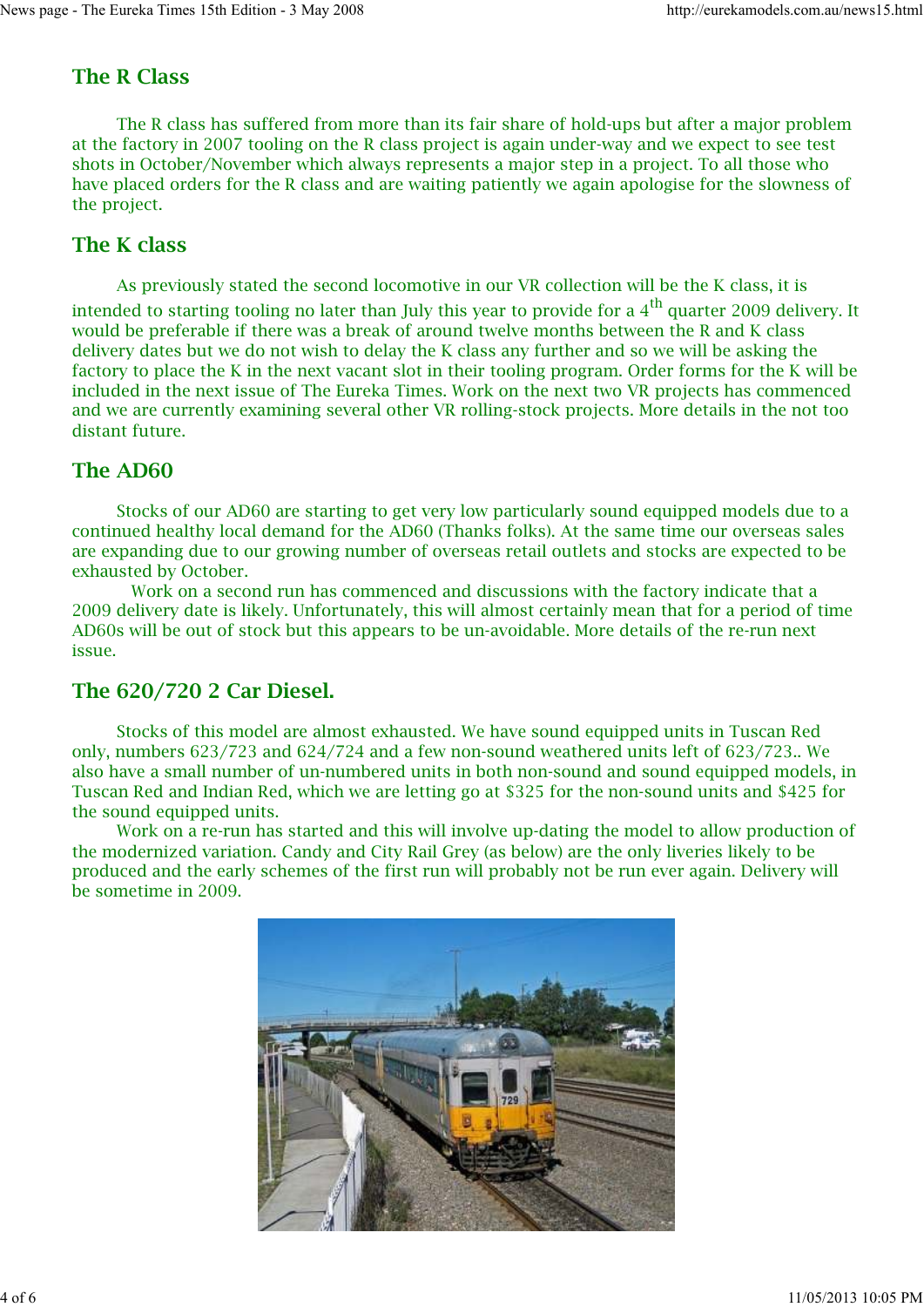## The R Class

The R class has suffered from more than its fair share of hold-ups but after a major problem at the factory in 2007 tooling on the R class project is again under-way and we expect to see test shots in October/November which always represents a major step in a project. To all those who have placed orders for the R class and are waiting patiently we again apologise for the slowness of the project.

## The K class

As previously stated the second locomotive in our VR collection will be the K class, it is intended to starting tooling no later than July this year to provide for a 4th quarter 2009 delivery. It would be preferable if there was a break of around twelve months between the R and K class delivery dates but we do not wish to delay the K class any further and so we will be asking the factory to place the K in the next vacant slot in their tooling program. Order forms for the K will be included in the next issue of The Eureka Times. Work on the next two VR projects has commenced and we are currently examining several other VR rolling-stock projects. More details in the not too distant future.

## The AD60

Stocks of our AD60 are starting to get very low particularly sound equipped models due to a continued healthy local demand for the AD60 (Thanks folks). At the same time our overseas sales are expanding due to our growing number of overseas retail outlets and stocks are expected to be exhausted by October.

Work on a second run has commenced and discussions with the factory indicate that a 2009 delivery date is likely. Unfortunately, this will almost certainly mean that for a period of time AD60s will be out of stock but this appears to be un-avoidable. More details of the re-run next issue.

## The 620/720 2 Car Diesel.

Stocks of this model are almost exhausted. We have sound equipped units in Tuscan Red only, numbers 623/723 and 624/724 and a few non-sound weathered units left of 623/723.. We also have a small number of un-numbered units in both non-sound and sound equipped models, in Tuscan Red and Indian Red, which we are letting go at $325 for the non-sound units and $425 for the sound equipped units.

Work on a re-run has started and this will involve up-dating the model to allow production of the modernized variation. Candy and City Rail Grey (as below) are the only liveries likely to be produced and the early schemes of the first run will probably not be run ever again. Delivery will be sometime in 2009.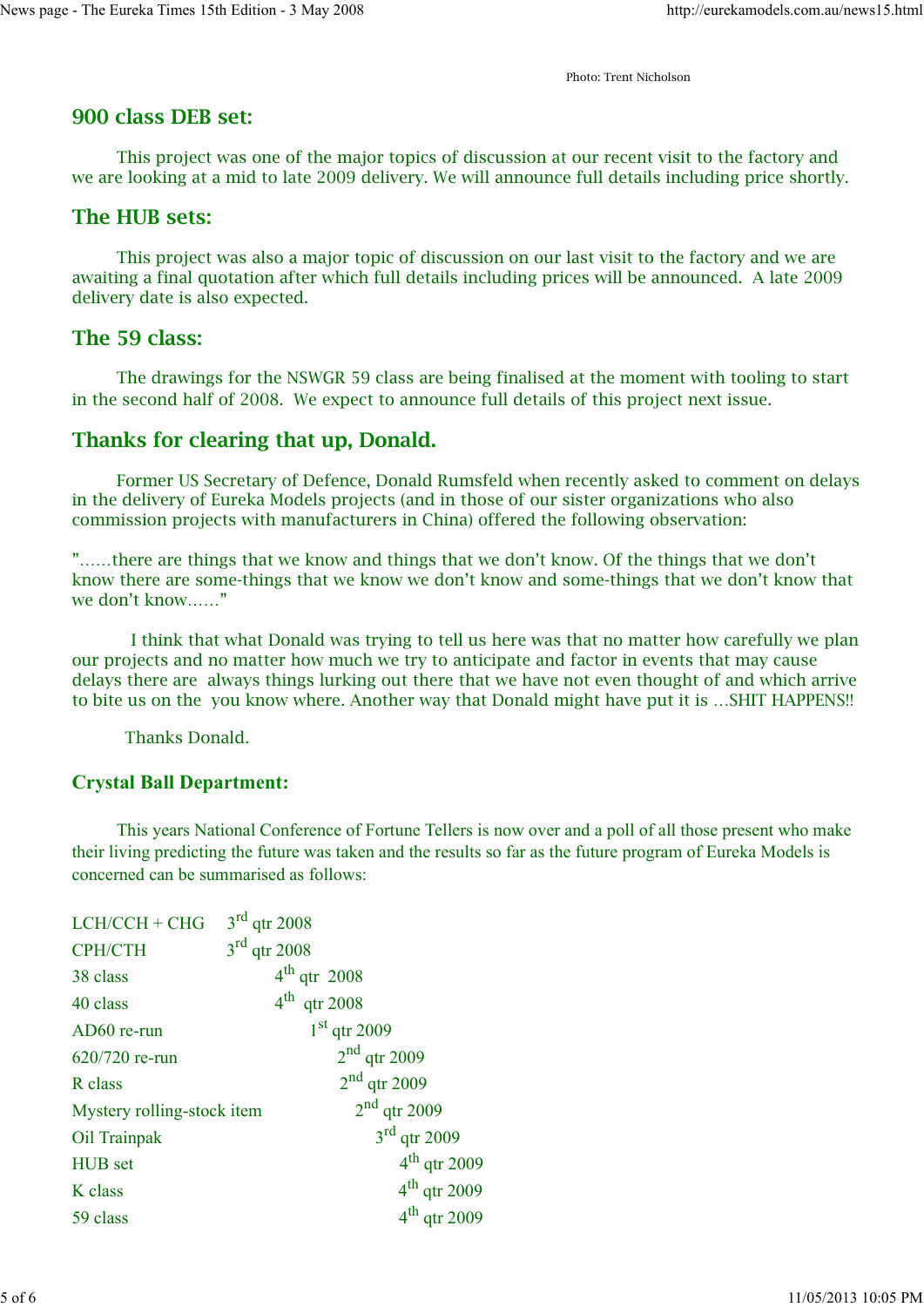Photo: Trent Nicholson

## 900 class DEB set:

This project was one of the major topics of discussion at our recent visit to the factory and we are looking at a mid to late 2009 delivery. We will announce full details including price shortly.

## The HUB sets:

This project was also a major topic of discussion on our last visit to the factory and we are awaiting a final quotation after which full details including prices will be announced. A late 2009 delivery date is also expected.

## The 59 class:

The drawings for the NSWGR 59 class are being finalised at the moment with tooling to start in the second half of 2008. We expect to announce full details of this project next issue.

## Thanks for clearing that up, Donald.

Former US Secretary of Defence, Donald Rumsfeld when recently asked to comment on delays in the delivery of Eureka Models projects (and in those of our sister organizations who also commission projects with manufacturers in China) offered the following observation:

"……there are things that we know and things that we don't know. Of the things that we don't know there are some-things that we know we don't know and some-things that we don't know that we don't know……"

I think that what Donald was trying to tell us here was that no matter how carefully we plan our projects and no matter how much we try to anticipate and factor in events that may cause delays there are always things lurking out there that we have not even thought of and which arrive to bite us on the you know where. Another way that Donald might have put it is …SHIT HAPPENS!!

Thanks Donald.

### Crystal Ball Department:

This years National Conference of Fortune Tellers is now over and a poll of all those present who make their living predicting the future was taken and the results so far as the future program of Eureka Models is concerned can be summarised as follows:

| | |
|---|---|
| LCH/CCH + CHG | 3rd qtr 2008 |
| CPH/CTH | 3rd qtr 2008 |
| 38 class | 4th qtr 2008 |
| 40 class | 4th qtr 2008 |
| AD60 re-run | 1st qtr 2009 |
| 620/720 re-run | 2nd qtr 2009 |
| R class | 2nd qtr 2009 |
| Mystery rolling-stock item | 2nd qtr 2009 |
| Oil Trainpak | 3rd qtr 2009 |
| HUB set | 4th qtr 2009 |
| K class | 4th qtr 2009 |
| 59 class | 4th qtr 2009 |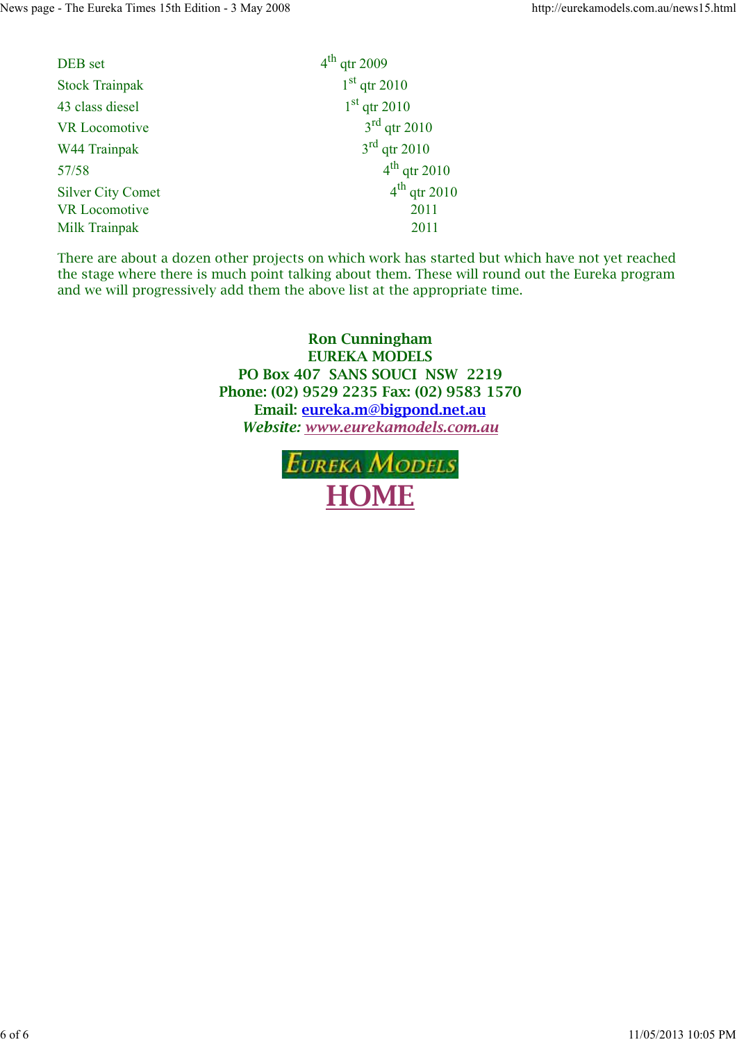| | |
|---|---|
| DEB set | 4th qtr 2009 |
| Stock Trainpak | 1st qtr 2010 |
| 43 class diesel | 1st qtr 2010 |
| VR Locomotive | 3rd qtr 2010 |
| W44 Trainpak | 3rd qtr 2010 |
| 57/58 | 4th qtr 2010 |
| Silver City Comet | 4th qtr 2010 |
| VR Locomotive | 2011 |
| Milk Trainpak | 2011 |

There are about a dozen other projects on which work has started but which have not yet reached the stage where there is much point talking about them. These will round out the Eureka program and we will progressively add them the above list at the appropriate time.

**Ron Cunningham**
**EUREKA MODELS**
**PO Box 407 SANS SOUCI NSW 2219**
**Phone: (02) 9529 2235 Fax: (02) 9583 1570**
**Email: eureka.m@bigpond.net.au**
***Website: www.eurekamodels.com.au***

EUREKA MODELS

**HOME**